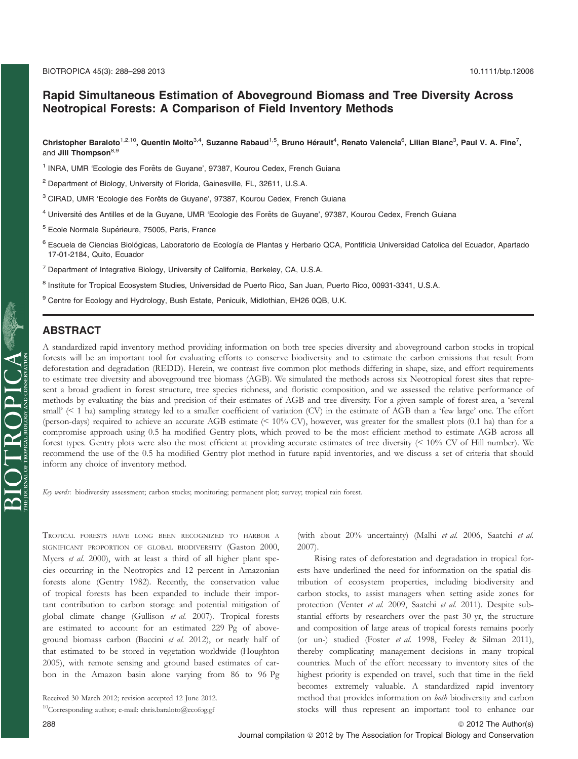# Rapid Simultaneous Estimation of Aboveground Biomass and Tree Diversity Across Neotropical Forests: A Comparison of Field Inventory Methods

**Christopher Baraloto[1,2,10], Quentin Molto[3,4], Suzanne Rabaud[1,5], Bruno Hérault[4], Renato Valencia[6], Lilian Blanc[3], Paul V. A. Fine[7], and Jill Thompson[8,9]**

[1] INRA, UMR 'Ecologie des Forêts de Guyane', 97387, Kourou Cedex, French Guiana

[2] Department of Biology, University of Florida, Gainesville, FL, 32611, U.S.A.

[3] CIRAD, UMR 'Ecologie des Forêts de Guyane', 97387, Kourou Cedex, French Guiana

[4] Université des Antilles et de la Guyane, UMR 'Ecologie des Forêts de Guyane', 97387, Kourou Cedex, French Guiana

[5] Ecole Normale Supérieure, 75005, Paris, France

[6] Escuela de Ciencias Biológicas, Laboratorio de Ecología de Plantas y Herbario QCA, Pontificia Universidad Catolica del Ecuador, Apartado 17-01-2184, Quito, Ecuador

[7] Department of Integrative Biology, University of California, Berkeley, CA, U.S.A.

[8] Institute for Tropical Ecosystem Studies, Universidad de Puerto Rico, San Juan, Puerto Rico, 00931-3341, U.S.A.

[9] Centre for Ecology and Hydrology, Bush Estate, Penicuik, Midlothian, EH26 0QB, U.K.

## ABSTRACT

A standardized rapid inventory method providing information on both tree species diversity and aboveground carbon stocks in tropical forests will be an important tool for evaluating efforts to conserve biodiversity and to estimate the carbon emissions that result from deforestation and degradation (REDD). Herein, we contrast five common plot methods differing in shape, size, and effort requirements to estimate tree diversity and aboveground tree biomass (AGB). We simulated the methods across six Neotropical forest sites that represent a broad gradient in forest structure, tree species richness, and floristic composition, and we assessed the relative performance of methods by evaluating the bias and precision of their estimates of AGB and tree diversity. For a given sample of forest area, a 'several small' (< 1 ha) sampling strategy led to a smaller coefficient of variation (CV) in the estimate of AGB than a 'few large' one. The effort (person-days) required to achieve an accurate AGB estimate (< 10% CV), however, was greater for the smallest plots (0.1 ha) than for a compromise approach using 0.5 ha modified Gentry plots, which proved to be the most efficient method to estimate AGB across all forest types. Gentry plots were also the most efficient at providing accurate estimates of tree diversity (< 10% CV of Hill number). We recommend the use of the 0.5 ha modified Gentry plot method in future rapid inventories, and we discuss a set of criteria that should inform any choice of inventory method.

*Key words*: biodiversity assessment; carbon stocks; monitoring; permanent plot; survey; tropical rain forest.

Tropical forests have long been recognized to harbor a significant proportion of global biodiversity (Gaston 2000, Myers *et al.* 2000), with at least a third of all higher plant species occurring in the Neotropics and 12 percent in Amazonian forests alone (Gentry 1982). Recently, the conservation value of tropical forests has been expanded to include their important contribution to carbon storage and potential mitigation of global climate change (Gullison *et al.* 2007). Tropical forests are estimated to account for an estimated 229 Pg of aboveground biomass carbon (Baccini *et al.* 2012), or nearly half of that estimated to be stored in vegetation worldwide (Houghton 2005), with remote sensing and ground based estimates of carbon in the Amazon basin alone varying from 86 to 96 Pg (with about 20% uncertainty) (Malhi *et al.* 2006, Saatchi *et al.* 2007).

Rising rates of deforestation and degradation in tropical forests have underlined the need for information on the spatial distribution of ecosystem properties, including biodiversity and carbon stocks, to assist managers when setting aside zones for protection (Venter *et al.* 2009, Saatchi *et al.* 2011). Despite substantial efforts by researchers over the past 30 yr, the structure and composition of large areas of tropical forests remains poorly (or un-) studied (Foster *et al.* 1998, Feeley & Silman 2011), thereby complicating management decisions in many tropical countries. Much of the effort necessary to inventory sites of the highest priority is expended on travel, such that time in the field becomes extremely valuable. A standardized rapid inventory method that provides information on *both* biodiversity and carbon stocks will thus represent an important tool to enhance our

Received 30 March 2012; revision accepted 12 June 2012.

[10]Corresponding author; e-mail: chris.baraloto@ecofog.gf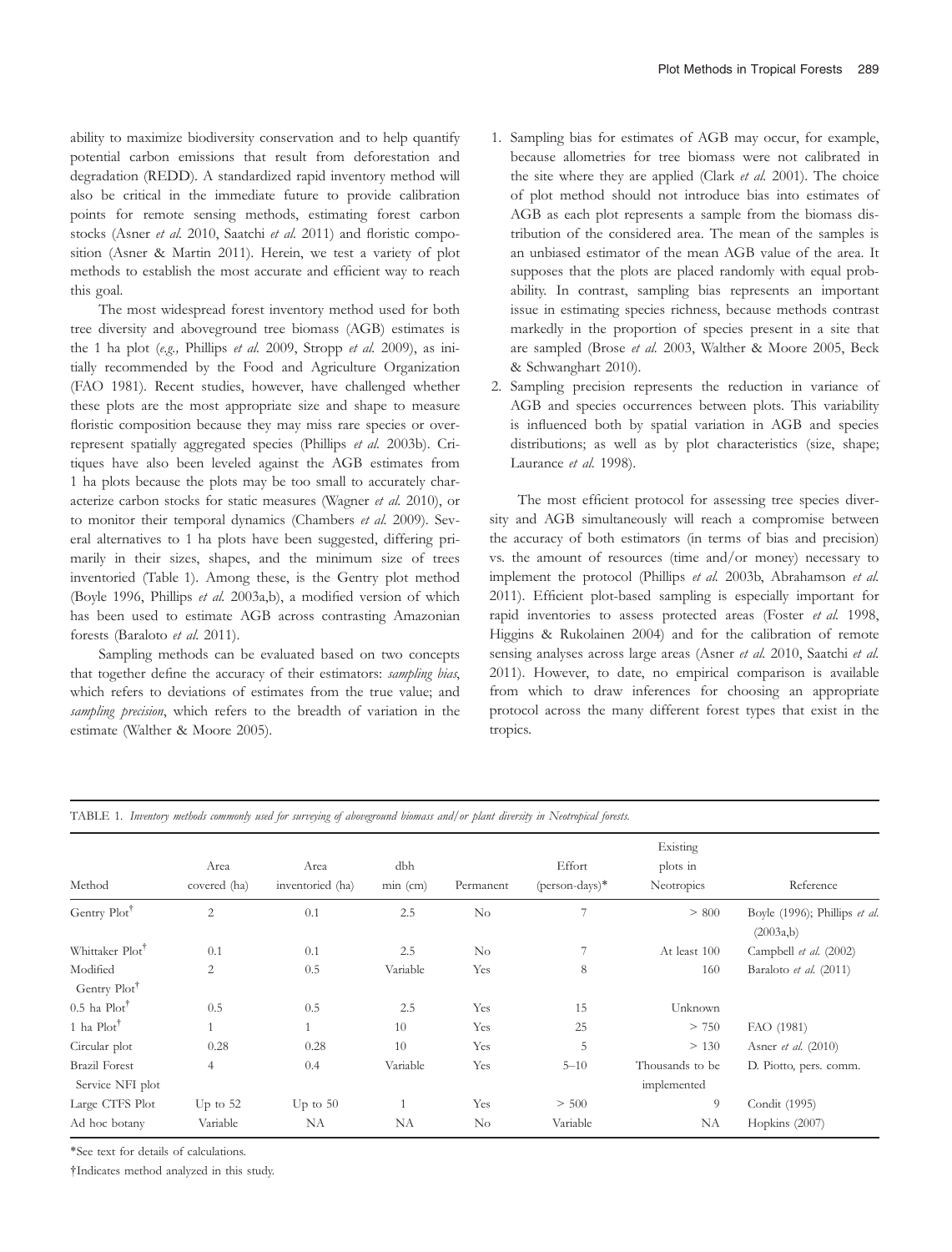ability to maximize biodiversity conservation and to help quantify potential carbon emissions that result from deforestation and degradation (REDD). A standardized rapid inventory method will also be critical in the immediate future to provide calibration points for remote sensing methods, estimating forest carbon stocks (Asner *et al.* 2010, Saatchi *et al.* 2011) and floristic composition (Asner & Martin 2011). Herein, we test a variety of plot methods to establish the most accurate and efficient way to reach this goal.

The most widespread forest inventory method used for both tree diversity and aboveground tree biomass (AGB) estimates is the 1 ha plot (*e.g.,* Phillips *et al.* 2009, Stropp *et al.* 2009), as initially recommended by the Food and Agriculture Organization (FAO 1981). Recent studies, however, have challenged whether these plots are the most appropriate size and shape to measure floristic composition because they may miss rare species or over-represent spatially aggregated species (Phillips *et al.* 2003b). Critiques have also been leveled against the AGB estimates from 1 ha plots because the plots may be too small to accurately characterize carbon stocks for static measures (Wagner *et al.* 2010), or to monitor their temporal dynamics (Chambers *et al.* 2009). Several alternatives to 1 ha plots have been suggested, differing primarily in their sizes, shapes, and the minimum size of trees inventoried (Table 1). Among these, is the Gentry plot method (Boyle 1996, Phillips *et al.* 2003a,b), a modified version of which has been used to estimate AGB across contrasting Amazonian forests (Baraloto *et al.* 2011).

Sampling methods can be evaluated based on two concepts that together define the accuracy of their estimators: *sampling bias*, which refers to deviations of estimates from the true value; and *sampling precision*, which refers to the breadth of variation in the estimate (Walther & Moore 2005).

1. Sampling bias for estimates of AGB may occur, for example, because allometries for tree biomass were not calibrated in the site where they are applied (Clark *et al.* 2001). The choice of plot method should not introduce bias into estimates of AGB as each plot represents a sample from the biomass distribution of the considered area. The mean of the samples is an unbiased estimator of the mean AGB value of the area. It supposes that the plots are placed randomly with equal probability. In contrast, sampling bias represents an important issue in estimating species richness, because methods contrast markedly in the proportion of species present in a site that are sampled (Brose *et al.* 2003, Walther & Moore 2005, Beck & Schwanghart 2010).
2. Sampling precision represents the reduction in variance of AGB and species occurrences between plots. This variability is influenced both by spatial variation in AGB and species distributions; as well as by plot characteristics (size, shape; Laurance *et al.* 1998).

The most efficient protocol for assessing tree species diversity and AGB simultaneously will reach a compromise between the accuracy of both estimators (in terms of bias and precision) vs. the amount of resources (time and/or money) necessary to implement the protocol (Phillips *et al.* 2003b, Abrahamson *et al.* 2011). Efficient plot-based sampling is especially important for rapid inventories to assess protected areas (Foster *et al.* 1998, Higgins & Rukolainen 2004) and for the calibration of remote sensing analyses across large areas (Asner *et al.* 2010, Saatchi *et al.* 2011). However, to date, no empirical comparison is available from which to draw inferences for choosing an appropriate protocol across the many different forest types that exist in the tropics.

TABLE 1. *Inventory methods commonly used for surveying of aboveground biomass and/or plant diversity in Neotropical forests.*

| Method | Area covered (ha) | Area inventoried (ha) | dbh min (cm) | Permanent | Effort (person-days)* | Existing plots in Neotropics | Reference |
|---|---|---|---|---|---|---|---|
| Gentry Plot† | 2 | 0.1 | 2.5 | No | 7 | > 800 | Boyle (1996); Phillips *et al.* (2003a,b) |
| Whittaker Plot† | 0.1 | 0.1 | 2.5 | No | 7 | At least 100 | Campbell *et al.* (2002) |
| Modified Gentry Plot† | 2 | 0.5 | Variable | Yes | 8 | 160 | Baraloto *et al.* (2011) |
| 0.5 ha Plot† | 0.5 | 0.5 | 2.5 | Yes | 15 | Unknown | |
| 1 ha Plot† | 1 | 1 | 10 | Yes | 25 | > 750 | FAO (1981) |
| Circular plot | 0.28 | 0.28 | 10 | Yes | 5 | > 130 | Asner *et al.* (2010) |
| Brazil Forest Service NFI plot | 4 | 0.4 | Variable | Yes | 5–10 | Thousands to be implemented | D. Piotto, pers. comm. |
| Large CTFS Plot | Up to 52 | Up to 50 | 1 | Yes | > 500 | 9 | Condit (1995) |
| Ad hoc botany | Variable | NA | NA | No | Variable | NA | Hopkins (2007) |

*See text for details of calculations.

†Indicates method analyzed in this study.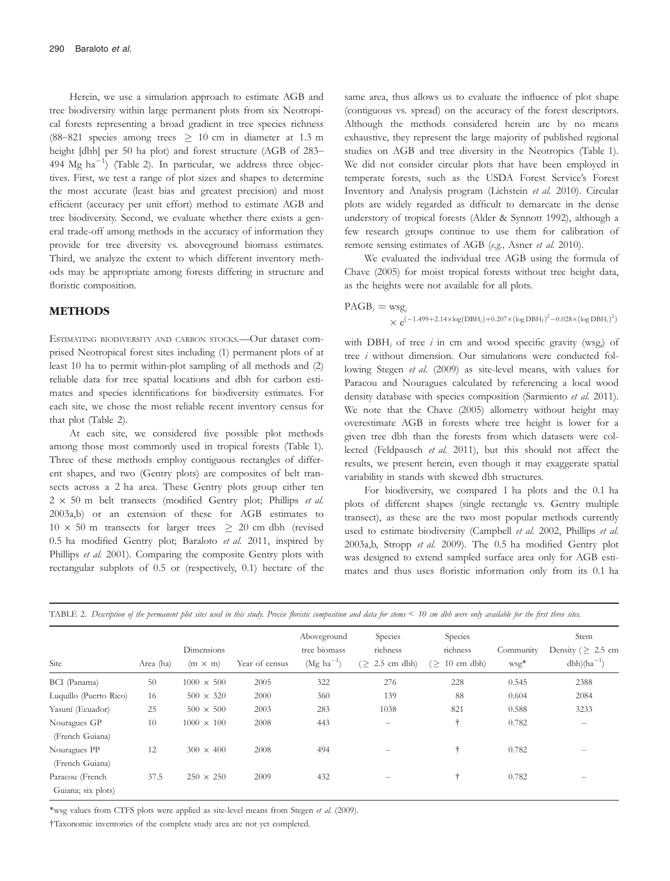Herein, we use a simulation approach to estimate AGB and tree biodiversity within large permanent plots from six Neotropical forests representing a broad gradient in tree species richness (88–821 species among trees $\geq$ 10 cm in diameter at 1.3 m height [dbh] per 50 ha plot) and forest structure (AGB of 283–494 Mg ha$^{-1}$) (Table 2). In particular, we address three objectives. First, we test a range of plot sizes and shapes to determine the most accurate (least bias and greatest precision) and most efficient (accuracy per unit effort) method to estimate AGB and tree biodiversity. Second, we evaluate whether there exists a general trade-off among methods in the accuracy of information they provide for tree diversity vs. aboveground biomass estimates. Third, we analyze the extent to which different inventory methods may be appropriate among forests differing in structure and floristic composition.

## METHODS

ESTIMATING BIODIVERSITY AND CARBON STOCKS.—Our dataset comprised Neotropical forest sites including (1) permanent plots of at least 10 ha to permit within-plot sampling of all methods and (2) reliable data for tree spatial locations and dbh for carbon estimates and species identifications for biodiversity estimates. For each site, we chose the most reliable recent inventory census for that plot (Table 2).

At each site, we considered five possible plot methods among those most commonly used in tropical forests (Table 1). Three of these methods employ contiguous rectangles of different shapes, and two (Gentry plots) are composites of belt transects across a 2 ha area. These Gentry plots group either ten 2 × 50 m belt transects (modified Gentry plot; Phillips *et al.* 2003a,b) or an extension of these for AGB estimates to 10 × 50 m transects for larger trees $\geq$ 20 cm dbh (revised 0.5 ha modified Gentry plot; Baraloto *et al.* 2011, inspired by Phillips *et al.* 2001). Comparing the composite Gentry plots with rectangular subplots of 0.5 or (respectively, 0.1) hectare of the same area, thus allows us to evaluate the influence of plot shape (contiguous vs. spread) on the accuracy of the forest descriptors. Although the methods considered herein are by no means exhaustive, they represent the large majority of published regional studies on AGB and tree diversity in the Neotropics (Table 1). We did not consider circular plots that have been employed in temperate forests, such as the USDA Forest Service's Forest Inventory and Analysis program (Lichstein *et al.* 2010). Circular plots are widely regarded as difficult to demarcate in the dense understory of tropical forests (Alder & Synnott 1992), although a few research groups continue to use them for calibration of remote sensing estimates of AGB (*e.g.,* Asner *et al.* 2010).

We evaluated the individual tree AGB using the formula of Chave (2005) for moist tropical forests without tree height data, as the heights were not available for all plots.

$$\mathrm{PAGB}_i = \mathrm{wsg}_i \times e^{(-1.499 + 2.14\times\log(\mathrm{DBH}_i) + 0.207\times(\log \mathrm{DBH}_i)^2 - 0.028\times(\log \mathrm{DBH}_i)^2)}$$

with $\mathrm{DBH}_i$ of tree $i$ in cm and wood specific gravity ($\mathrm{wsg}_i$) of tree $i$ without dimension. Our simulations were conducted following Stegen *et al.* (2009) as site-level means, with values for Paracou and Nouragues calculated by referencing a local wood density database with species composition (Sarmiento *et al.* 2011). We note that the Chave (2005) allometry without height may overestimate AGB in forests where tree height is lower for a given tree dbh than the forests from which datasets were collected (Feldpausch *et al.* 2011), but this should not affect the results, we present herein, even though it may exaggerate spatial variability in stands with skewed dbh structures.

For biodiversity, we compared 1 ha plots and the 0.1 ha plots of different shapes (single rectangle vs. Gentry multiple transect), as these are the two most popular methods currently used to estimate biodiversity (Campbell *et al.* 2002, Phillips *et al.* 2003a,b, Stropp *et al.* 2009). The 0.5 ha modified Gentry plot was designed to extend sampled surface area only for AGB estimates and thus uses floristic information only from its 0.1 ha

TABLE 2. *Description of the permanent plot sites used in this study. Precise floristic composition and data for stems < 10 cm dbh were only available for the first three sites.*

| Site | Area (ha) | Dimensions (m × m) | Year of census | Aboveground tree biomass (Mg ha$^{-1}$) | Species richness ($\geq$ 2.5 cm dbh) | Species richness ($\geq$ 10 cm dbh) | Community wsg* | Stem Density ($\geq$ 2.5 cm dbh)(ha$^{-1}$) |
|---|---|---|---|---|---|---|---|---|
| BCI (Panama) | 50 | 1000 × 500 | 2005 | 322 | 276 | 228 | 0.545 | 2388 |
| Luquillo (Puerto Rico) | 16 | 500 × 320 | 2000 | 360 | 139 | 88 | 0.604 | 2084 |
| Yasuní (Ecuador) | 25 | 500 × 500 | 2003 | 283 | 1038 | 821 | 0.588 | 3233 |
| Nouragues GP (French Guiana) | 10 | 1000 × 100 | 2008 | 443 | – | † | 0.782 | – |
| Nouragues PP (French Guiana) | 12 | 300 × 400 | 2008 | 494 | – | † | 0.782 | – |
| Paracou (French Guiana; six plots) | 37.5 | 250 × 250 | 2009 | 432 | – | † | 0.782 | – |

*wsg values from CTFS plots were applied as site-level means from Stegen *et al.* (2009).

†Taxonomic inventories of the complete study area are not yet completed.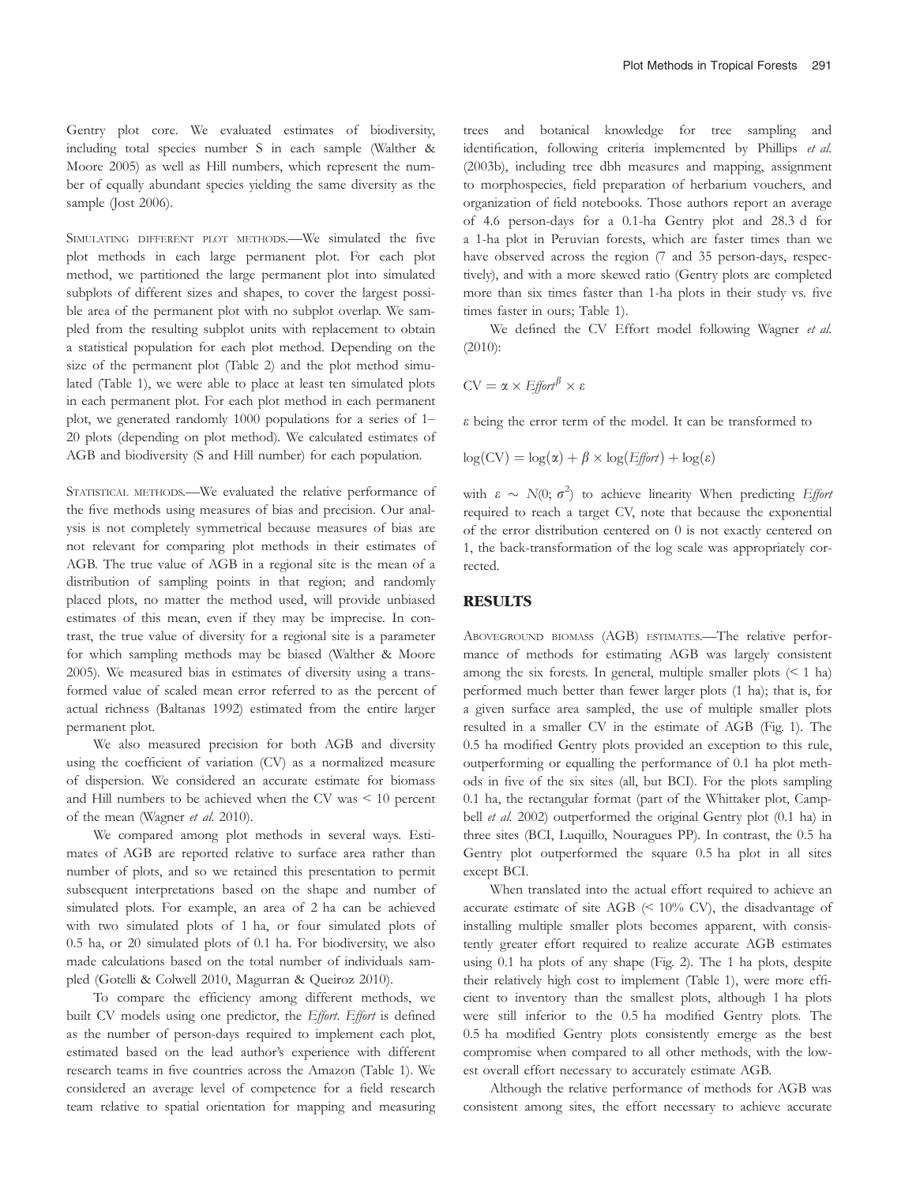Gentry plot core. We evaluated estimates of biodiversity, including total species number S in each sample (Walther & Moore 2005) as well as Hill numbers, which represent the number of equally abundant species yielding the same diversity as the sample (Jost 2006).

SIMULATING DIFFERENT PLOT METHODS.—We simulated the five plot methods in each large permanent plot. For each plot method, we partitioned the large permanent plot into simulated subplots of different sizes and shapes, to cover the largest possible area of the permanent plot with no subplot overlap. We sampled from the resulting subplot units with replacement to obtain a statistical population for each plot method. Depending on the size of the permanent plot (Table 2) and the plot method simulated (Table 1), we were able to place at least ten simulated plots in each permanent plot. For each plot method in each permanent plot, we generated randomly 1000 populations for a series of 1–20 plots (depending on plot method). We calculated estimates of AGB and biodiversity (S and Hill number) for each population.

STATISTICAL METHODS.—We evaluated the relative performance of the five methods using measures of bias and precision. Our analysis is not completely symmetrical because measures of bias are not relevant for comparing plot methods in their estimates of AGB. The true value of AGB in a regional site is the mean of a distribution of sampling points in that region; and randomly placed plots, no matter the method used, will provide unbiased estimates of this mean, even if they may be imprecise. In contrast, the true value of diversity for a regional site is a parameter for which sampling methods may be biased (Walther & Moore 2005). We measured bias in estimates of diversity using a transformed value of scaled mean error referred to as the percent of actual richness (Baltanas 1992) estimated from the entire larger permanent plot.

We also measured precision for both AGB and diversity using the coefficient of variation (CV) as a normalized measure of dispersion. We considered an accurate estimate for biomass and Hill numbers to be achieved when the CV was < 10 percent of the mean (Wagner *et al.* 2010).

We compared among plot methods in several ways. Estimates of AGB are reported relative to surface area rather than number of plots, and so we retained this presentation to permit subsequent interpretations based on the shape and number of simulated plots. For example, an area of 2 ha can be achieved with two simulated plots of 1 ha, or four simulated plots of 0.5 ha, or 20 simulated plots of 0.1 ha. For biodiversity, we also made calculations based on the total number of individuals sampled (Gotelli & Colwell 2010, Magurran & Queiroz 2010).

To compare the efficiency among different methods, we built CV models using one predictor, the *Effort*. *Effort* is defined as the number of person-days required to implement each plot, estimated based on the lead author's experience with different research teams in five countries across the Amazon (Table 1). We considered an average level of competence for a field research team relative to spatial orientation for mapping and measuring trees and botanical knowledge for tree sampling and identification, following criteria implemented by Phillips *et al.* (2003b), including tree dbh measures and mapping, assignment to morphospecies, field preparation of herbarium vouchers, and organization of field notebooks. Those authors report an average of 4.6 person-days for a 0.1-ha Gentry plot and 28.3 d for a 1-ha plot in Peruvian forests, which are faster times than we have observed across the region (7 and 35 person-days, respectively), and with a more skewed ratio (Gentry plots are completed more than six times faster than 1-ha plots in their study vs. five times faster in ours; Table 1).

We defined the CV Effort model following Wagner *et al.* (2010):

$$\mathrm{CV} = \alpha \times \mathit{Effort}^{\beta} \times \varepsilon$$

$\varepsilon$ being the error term of the model. It can be transformed to

$$\log(\mathrm{CV}) = \log(\alpha) + \beta \times \log(\mathit{Effort}) + \log(\varepsilon)$$

with $\varepsilon \sim N(0; \sigma^2)$ to achieve linearity When predicting *Effort* required to reach a target CV, note that because the exponential of the error distribution centered on 0 is not exactly centered on 1, the back-transformation of the log scale was appropriately corrected.

## RESULTS

ABOVEGROUND BIOMASS (AGB) ESTIMATES.—The relative performance of methods for estimating AGB was largely consistent among the six forests. In general, multiple smaller plots (< 1 ha) performed much better than fewer larger plots (1 ha); that is, for a given surface area sampled, the use of multiple smaller plots resulted in a smaller CV in the estimate of AGB (Fig. 1). The 0.5 ha modified Gentry plots provided an exception to this rule, outperforming or equalling the performance of 0.1 ha plot methods in five of the six sites (all, but BCI). For the plots sampling 0.1 ha, the rectangular format (part of the Whittaker plot, Campbell *et al.* 2002) outperformed the original Gentry plot (0.1 ha) in three sites (BCI, Luquillo, Nouragues PP). In contrast, the 0.5 ha Gentry plot outperformed the square 0.5 ha plot in all sites except BCI.

When translated into the actual effort required to achieve an accurate estimate of site AGB (< 10% CV), the disadvantage of installing multiple smaller plots becomes apparent, with consistently greater effort required to realize accurate AGB estimates using 0.1 ha plots of any shape (Fig. 2). The 1 ha plots, despite their relatively high cost to implement (Table 1), were more efficient to inventory than the smallest plots, although 1 ha plots were still inferior to the 0.5 ha modified Gentry plots. The 0.5 ha modified Gentry plots consistently emerge as the best compromise when compared to all other methods, with the lowest overall effort necessary to accurately estimate AGB.

Although the relative performance of methods for AGB was consistent among sites, the effort necessary to achieve accurate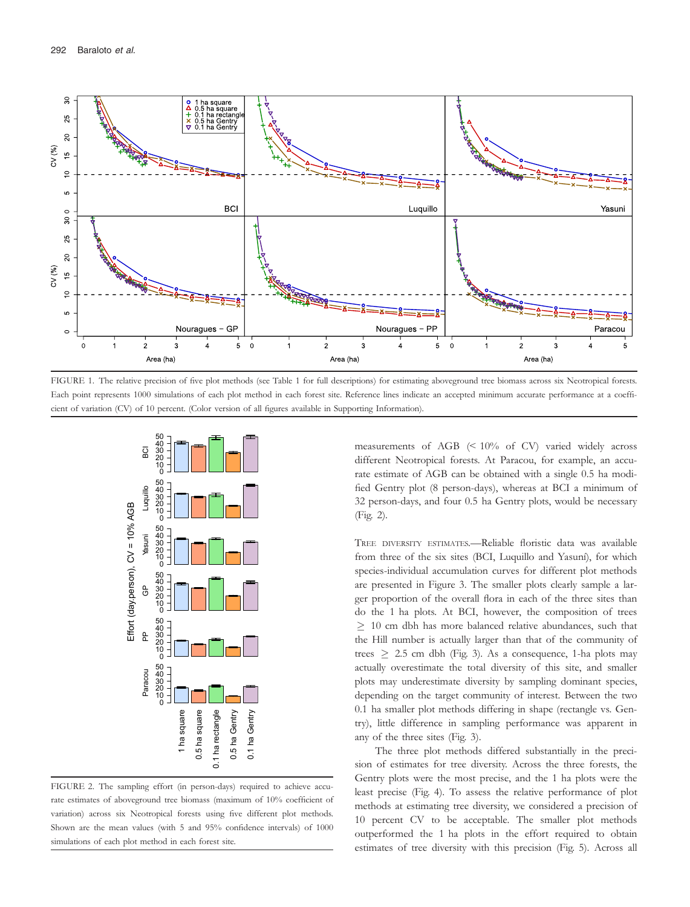FIGURE 1. The relative precision of five plot methods (see Table 1 for full descriptions) for estimating aboveground tree biomass across six Neotropical forests. Each point represents 1000 simulations of each plot method in each forest site. Reference lines indicate an accepted minimum accurate performance at a coefficient of variation (CV) of 10 percent. (Color version of all figures available in Supporting Information).

FIGURE 2. The sampling effort (in person-days) required to achieve accurate estimates of aboveground tree biomass (maximum of 10% coefficient of variation) across six Neotropical forests using five different plot methods. Shown are the mean values (with 5 and 95% confidence intervals) of 1000 simulations of each plot method in each forest site.

measurements of AGB (< 10% of CV) varied widely across different Neotropical forests. At Paracou, for example, an accurate estimate of AGB can be obtained with a single 0.5 ha modified Gentry plot (8 person-days), whereas at BCI a minimum of 32 person-days, and four 0.5 ha Gentry plots, would be necessary (Fig. 2).

TREE DIVERSITY ESTIMATES.—Reliable floristic data was available from three of the six sites (BCI, Luquillo and Yasuní), for which species-individual accumulation curves for different plot methods are presented in Figure 3. The smaller plots clearly sample a larger proportion of the overall flora in each of the three sites than do the 1 ha plots. At BCI, however, the composition of trees $\geq$ 10 cm dbh has more balanced relative abundances, such that the Hill number is actually larger than that of the community of trees $\geq$ 2.5 cm dbh (Fig. 3). As a consequence, 1-ha plots may actually overestimate the total diversity of this site, and smaller plots may underestimate diversity by sampling dominant species, depending on the target community of interest. Between the two 0.1 ha smaller plot methods differing in shape (rectangle vs. Gentry), little difference in sampling performance was apparent in any of the three sites (Fig. 3).

The three plot methods differed substantially in the precision of estimates for tree diversity. Across the three forests, the Gentry plots were the most precise, and the 1 ha plots were the least precise (Fig. 4). To assess the relative performance of plot methods at estimating tree diversity, we considered a precision of 10 percent CV to be acceptable. The smaller plot methods outperformed the 1 ha plots in the effort required to obtain estimates of tree diversity with this precision (Fig. 5). Across all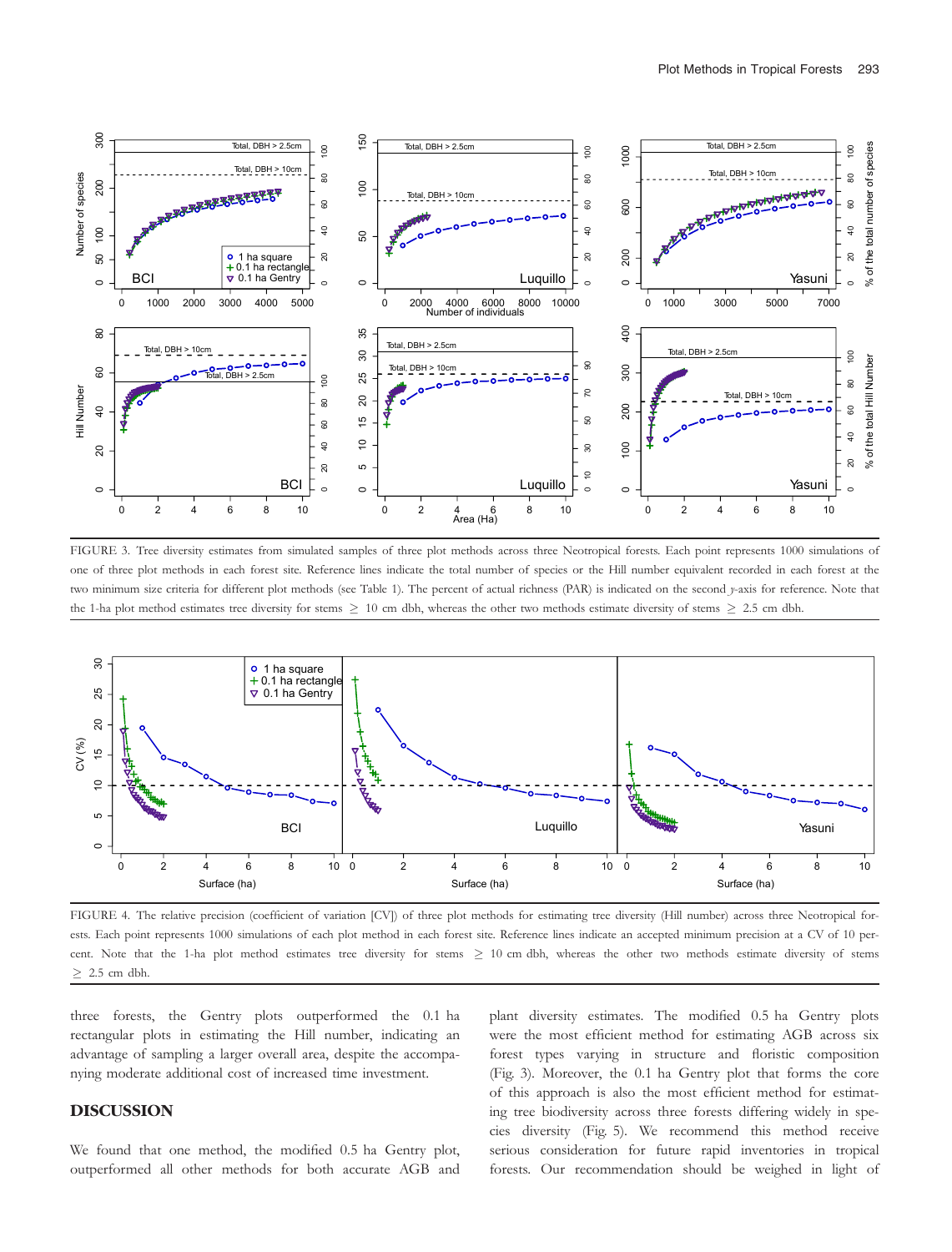FIGURE 3. Tree diversity estimates from simulated samples of three plot methods across three Neotropical forests. Each point represents 1000 simulations of one of three plot methods in each forest site. Reference lines indicate the total number of species or the Hill number equivalent recorded in each forest at the two minimum size criteria for different plot methods (see Table 1). The percent of actual richness (PAR) is indicated on the second *y*-axis for reference. Note that the 1-ha plot method estimates tree diversity for stems ≥ 10 cm dbh, whereas the other two methods estimate diversity of stems ≥ 2.5 cm dbh.

FIGURE 4. The relative precision (coefficient of variation [CV]) of three plot methods for estimating tree diversity (Hill number) across three Neotropical forests. Each point represents 1000 simulations of each plot method in each forest site. Reference lines indicate an accepted minimum precision at a CV of 10 percent. Note that the 1-ha plot method estimates tree diversity for stems ≥ 10 cm dbh, whereas the other two methods estimate diversity of stems ≥ 2.5 cm dbh.

three forests, the Gentry plots outperformed the 0.1 ha rectangular plots in estimating the Hill number, indicating an advantage of sampling a larger overall area, despite the accompanying moderate additional cost of increased time investment.

## DISCUSSION

We found that one method, the modified 0.5 ha Gentry plot, outperformed all other methods for both accurate AGB and plant diversity estimates. The modified 0.5 ha Gentry plots were the most efficient method for estimating AGB across six forest types varying in structure and floristic composition (Fig. 3). Moreover, the 0.1 ha Gentry plot that forms the core of this approach is also the most efficient method for estimating tree biodiversity across three forests differing widely in species diversity (Fig. 5). We recommend this method receive serious consideration for future rapid inventories in tropical forests. Our recommendation should be weighed in light of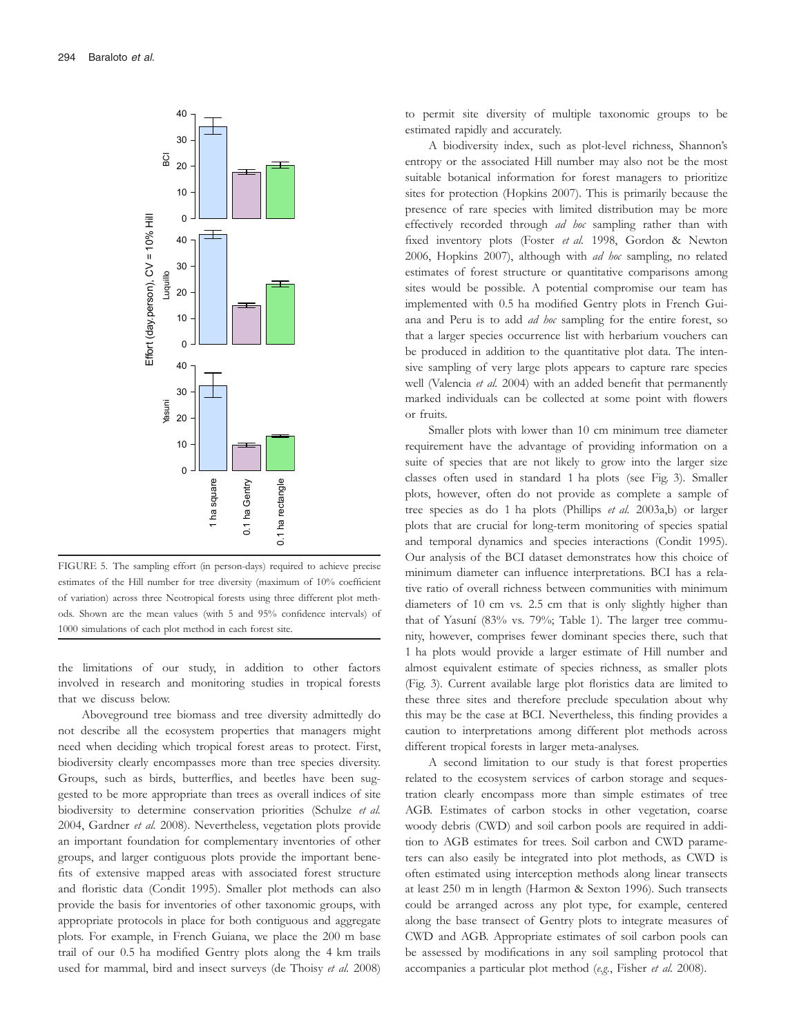FIGURE 5. The sampling effort (in person-days) required to achieve precise estimates of the Hill number for tree diversity (maximum of 10% coefficient of variation) across three Neotropical forests using three different plot methods. Shown are the mean values (with 5 and 95% confidence intervals) of 1000 simulations of each plot method in each forest site.

the limitations of our study, in addition to other factors involved in research and monitoring studies in tropical forests that we discuss below.

Aboveground tree biomass and tree diversity admittedly do not describe all the ecosystem properties that managers might need when deciding which tropical forest areas to protect. First, biodiversity clearly encompasses more than tree species diversity. Groups, such as birds, butterflies, and beetles have been suggested to be more appropriate than trees as overall indices of site biodiversity to determine conservation priorities (Schulze *et al.* 2004, Gardner *et al.* 2008). Nevertheless, vegetation plots provide an important foundation for complementary inventories of other groups, and larger contiguous plots provide the important benefits of extensive mapped areas with associated forest structure and floristic data (Condit 1995). Smaller plot methods can also provide the basis for inventories of other taxonomic groups, with appropriate protocols in place for both contiguous and aggregate plots. For example, in French Guiana, we place the 200 m base trail of our 0.5 ha modified Gentry plots along the 4 km trails used for mammal, bird and insect surveys (de Thoisy *et al.* 2008) to permit site diversity of multiple taxonomic groups to be estimated rapidly and accurately.

A biodiversity index, such as plot-level richness, Shannon's entropy or the associated Hill number may also not be the most suitable botanical information for forest managers to prioritize sites for protection (Hopkins 2007). This is primarily because the presence of rare species with limited distribution may be more effectively recorded through *ad hoc* sampling rather than with fixed inventory plots (Foster *et al.* 1998, Gordon & Newton 2006, Hopkins 2007), although with *ad hoc* sampling, no related estimates of forest structure or quantitative comparisons among sites would be possible. A potential compromise our team has implemented with 0.5 ha modified Gentry plots in French Guiana and Peru is to add *ad hoc* sampling for the entire forest, so that a larger species occurrence list with herbarium vouchers can be produced in addition to the quantitative plot data. The intensive sampling of very large plots appears to capture rare species well (Valencia *et al.* 2004) with an added benefit that permanently marked individuals can be collected at some point with flowers or fruits.

Smaller plots with lower than 10 cm minimum tree diameter requirement have the advantage of providing information on a suite of species that are not likely to grow into the larger size classes often used in standard 1 ha plots (see Fig. 3). Smaller plots, however, often do not provide as complete a sample of tree species as do 1 ha plots (Phillips *et al.* 2003a,b) or larger plots that are crucial for long-term monitoring of species spatial and temporal dynamics and species interactions (Condit 1995). Our analysis of the BCI dataset demonstrates how this choice of minimum diameter can influence interpretations. BCI has a relative ratio of overall richness between communities with minimum diameters of 10 cm vs. 2.5 cm that is only slightly higher than that of Yasuní (83% vs. 79%; Table 1). The larger tree community, however, comprises fewer dominant species there, such that 1 ha plots would provide a larger estimate of Hill number and almost equivalent estimate of species richness, as smaller plots (Fig. 3). Current available large plot floristics data are limited to these three sites and therefore preclude speculation about why this may be the case at BCI. Nevertheless, this finding provides a caution to interpretations among different plot methods across different tropical forests in larger meta-analyses.

A second limitation to our study is that forest properties related to the ecosystem services of carbon storage and sequestration clearly encompass more than simple estimates of tree AGB. Estimates of carbon stocks in other vegetation, coarse woody debris (CWD) and soil carbon pools are required in addition to AGB estimates for trees. Soil carbon and CWD parameters can also easily be integrated into plot methods, as CWD is often estimated using interception methods along linear transects at least 250 m in length (Harmon & Sexton 1996). Such transects could be arranged across any plot type, for example, centered along the base transect of Gentry plots to integrate measures of CWD and AGB. Appropriate estimates of soil carbon pools can be assessed by modifications in any soil sampling protocol that accompanies a particular plot method (*e.g.*, Fisher *et al.* 2008).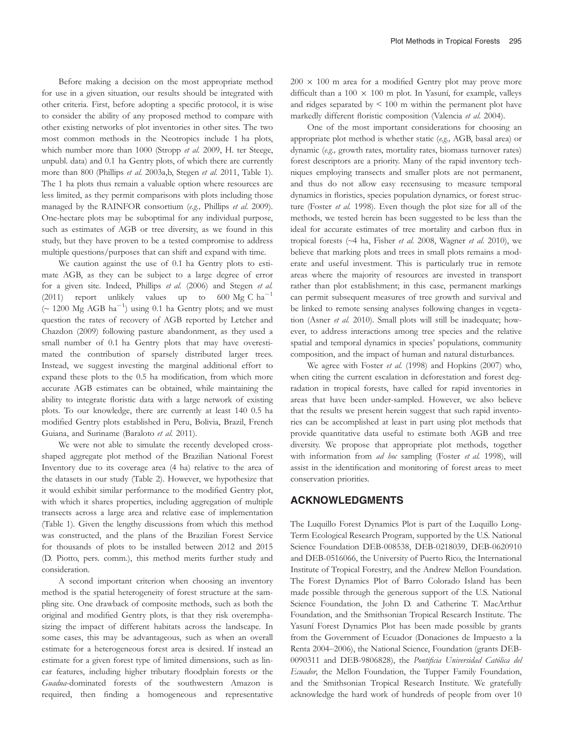Before making a decision on the most appropriate method for use in a given situation, our results should be integrated with other criteria. First, before adopting a specific protocol, it is wise to consider the ability of any proposed method to compare with other existing networks of plot inventories in other sites. The two most common methods in the Neotropics include 1 ha plots, which number more than 1000 (Stropp *et al.* 2009, H. ter Steege, unpubl. data) and 0.1 ha Gentry plots, of which there are currently more than 800 (Phillips *et al.* 2003a,b, Stegen *et al.* 2011, Table 1). The 1 ha plots thus remain a valuable option where resources are less limited, as they permit comparisons with plots including those managed by the RAINFOR consortium (*e.g.,* Phillips *et al.* 2009). One-hectare plots may be suboptimal for any individual purpose, such as estimates of AGB or tree diversity, as we found in this study, but they have proven to be a tested compromise to address multiple questions/purposes that can shift and expand with time.

We caution against the use of 0.1 ha Gentry plots to estimate AGB, as they can be subject to a large degree of error for a given site. Indeed, Phillips *et al.* (2006) and Stegen *et al.* (2011) report unlikely values up to 600 Mg C $ha^{-1}$ (~ 1200 Mg AGB $ha^{-1}$) using 0.1 ha Gentry plots; and we must question the rates of recovery of AGB reported by Letcher and Chazdon (2009) following pasture abandonment, as they used a small number of 0.1 ha Gentry plots that may have overestimated the contribution of sparsely distributed larger trees. Instead, we suggest investing the marginal additional effort to expand these plots to the 0.5 ha modification, from which more accurate AGB estimates can be obtained, while maintaining the ability to integrate floristic data with a large network of existing plots. To our knowledge, there are currently at least 140 0.5 ha modified Gentry plots established in Peru, Bolivia, Brazil, French Guiana, and Suriname (Baraloto *et al.* 2011).

We were not able to simulate the recently developed cross-shaped aggregate plot method of the Brazilian National Forest Inventory due to its coverage area (4 ha) relative to the area of the datasets in our study (Table 2). However, we hypothesize that it would exhibit similar performance to the modified Gentry plot, with which it shares properties, including aggregation of multiple transects across a large area and relative ease of implementation (Table 1). Given the lengthy discussions from which this method was constructed, and the plans of the Brazilian Forest Service for thousands of plots to be installed between 2012 and 2015 (D. Piotto, pers. comm.), this method merits further study and consideration.

A second important criterion when choosing an inventory method is the spatial heterogeneity of forest structure at the sampling site. One drawback of composite methods, such as both the original and modified Gentry plots, is that they risk overemphasizing the impact of different habitats across the landscape. In some cases, this may be advantageous, such as when an overall estimate for a heterogeneous forest area is desired. If instead an estimate for a given forest type of limited dimensions, such as linear features, including higher tributary floodplain forests or the *Guadua*-dominated forests of the southwestern Amazon is required, then finding a homogeneous and representative 200 × 100 m area for a modified Gentry plot may prove more difficult than a 100 × 100 m plot. In Yasuní, for example, valleys and ridges separated by < 100 m within the permanent plot have markedly different floristic composition (Valencia *et al.* 2004).

One of the most important considerations for choosing an appropriate plot method is whether static (*e.g.,* AGB, basal area) or dynamic (*e.g.,* growth rates, mortality rates, biomass turnover rates) forest descriptors are a priority. Many of the rapid inventory techniques employing transects and smaller plots are not permanent, and thus do not allow easy recensusing to measure temporal dynamics in floristics, species population dynamics, or forest structure (Foster *et al.* 1998). Even though the plot size for all of the methods, we tested herein has been suggested to be less than the ideal for accurate estimates of tree mortality and carbon flux in tropical forests (~4 ha, Fisher *et al.* 2008, Wagner *et al.* 2010), we believe that marking plots and trees in small plots remains a moderate and useful investment. This is particularly true in remote areas where the majority of resources are invested in transport rather than plot establishment; in this case, permanent markings can permit subsequent measures of tree growth and survival and be linked to remote sensing analyses following changes in vegetation (Asner *et al.* 2010). Small plots will still be inadequate; however, to address interactions among tree species and the relative spatial and temporal dynamics in species' populations, community composition, and the impact of human and natural disturbances.

We agree with Foster *et al.* (1998) and Hopkins (2007) who, when citing the current escalation in deforestation and forest degradation in tropical forests, have called for rapid inventories in areas that have been under-sampled. However, we also believe that the results we present herein suggest that such rapid inventories can be accomplished at least in part using plot methods that provide quantitative data useful to estimate both AGB and tree diversity. We propose that appropriate plot methods, together with information from *ad hoc* sampling (Foster *et al.* 1998), will assist in the identification and monitoring of forest areas to meet conservation priorities.

## ACKNOWLEDGMENTS

The Luquillo Forest Dynamics Plot is part of the Luquillo Long-Term Ecological Research Program, supported by the U.S. National Science Foundation DEB-008538, DEB-0218039, DEB-0620910 and DEB-0516066, the University of Puerto Rico, the International Institute of Tropical Forestry, and the Andrew Mellon Foundation. The Forest Dynamics Plot of Barro Colorado Island has been made possible through the generous support of the U.S. National Science Foundation, the John D. and Catherine T. MacArthur Foundation, and the Smithsonian Tropical Research Institute. The Yasuní Forest Dynamics Plot has been made possible by grants from the Government of Ecuador (Donaciones de Impuesto a la Renta 2004–2006), the National Science, Foundation (grants DEB-0090311 and DEB-9806828), the *Pontificia Universidad Católica del Ecuador*, the Mellon Foundation, the Tupper Family Foundation, and the Smithsonian Tropical Research Institute. We gratefully acknowledge the hard work of hundreds of people from over 10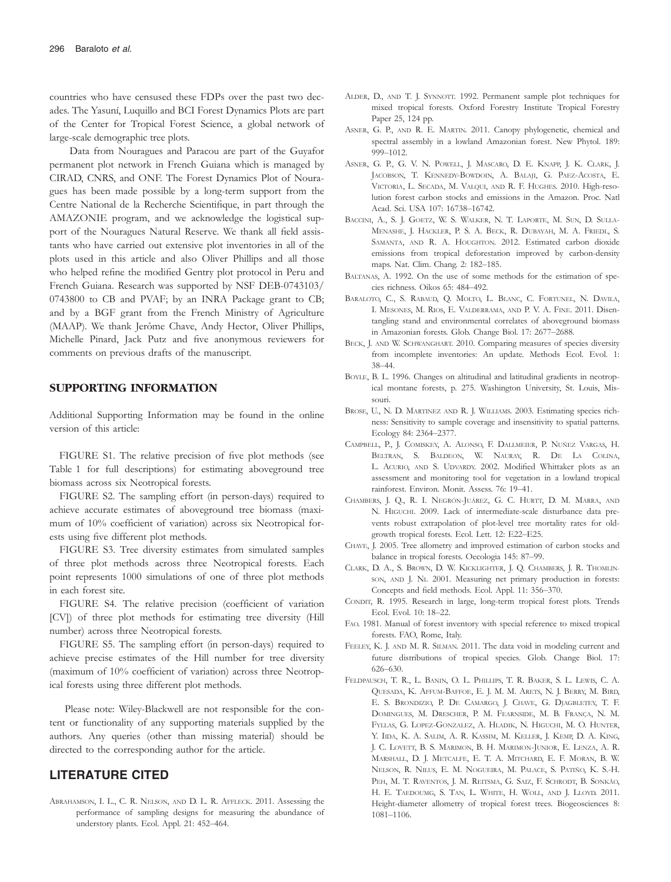countries who have censused these FDPs over the past two decades. The Yasuní, Luquillo and BCI Forest Dynamics Plots are part of the Center for Tropical Forest Science, a global network of large-scale demographic tree plots.

Data from Nouragues and Paracou are part of the Guyafor permanent plot network in French Guiana which is managed by CIRAD, CNRS, and ONF. The Forest Dynamics Plot of Nouragues has been made possible by a long-term support from the Centre National de la Recherche Scientifique, in part through the AMAZONIE program, and we acknowledge the logistical support of the Nouragues Natural Reserve. We thank all field assistants who have carried out extensive plot inventories in all of the plots used in this article and also Oliver Phillips and all those who helped refine the modified Gentry plot protocol in Peru and French Guiana. Research was supported by NSF DEB-0743103/0743800 to CB and PVAF; by an INRA Package grant to CB; and by a BGF grant from the French Ministry of Agriculture (MAAP). We thank Jerôme Chave, Andy Hector, Oliver Phillips, Michelle Pinard, Jack Putz and five anonymous reviewers for comments on previous drafts of the manuscript.

## SUPPORTING INFORMATION

Additional Supporting Information may be found in the online version of this article:

FIGURE S1. The relative precision of five plot methods (see Table 1 for full descriptions) for estimating aboveground tree biomass across six Neotropical forests.

FIGURE S2. The sampling effort (in person-days) required to achieve accurate estimates of aboveground tree biomass (maximum of 10% coefficient of variation) across six Neotropical forests using five different plot methods.

FIGURE S3. Tree diversity estimates from simulated samples of three plot methods across three Neotropical forests. Each point represents 1000 simulations of one of three plot methods in each forest site.

FIGURE S4. The relative precision (coefficient of variation [CV]) of three plot methods for estimating tree diversity (Hill number) across three Neotropical forests.

FIGURE S5. The sampling effort (in person-days) required to achieve precise estimates of the Hill number for tree diversity (maximum of 10% coefficient of variation) across three Neotropical forests using three different plot methods.

Please note: Wiley-Blackwell are not responsible for the content or functionality of any supporting materials supplied by the authors. Any queries (other than missing material) should be directed to the corresponding author for the article.

## LITERATURE CITED

Abrahamson, I. L., C. R. Nelson, and D. L. R. Affleck. 2011. Assessing the performance of sampling designs for measuring the abundance of understory plants. Ecol. Appl. 21: 452–464.

Alder, D., and T. J. Synnott. 1992. Permanent sample plot techniques for mixed tropical forests. Oxford Forestry Institute Tropical Forestry Paper 25, 124 pp.

Asner, G. P., and R. E. Martin. 2011. Canopy phylogenetic, chemical and spectral assembly in a lowland Amazonian forest. New Phytol. 189: 999–1012.

Asner, G. P., G. V. N. Powell, J. Mascaro, D. E. Knapp, J. K. Clark, J. Jacobson, T. Kennedy-Bowdoin, A. Balaji, G. Paez-Acosta, E. Victoria, L. Secada, M. Valqui, and R. F. Hughes. 2010. High-resolution forest carbon stocks and emissions in the Amazon. Proc. Natl Acad. Sci. USA 107: 16738–16742.

Baccini, A., S. J. Goetz, W. S. Walker, N. T. Laporte, M. Sun, D. Sulla-Menashe, J. Hackler, P. S. A. Beck, R. Dubayah, M. A. Friedl, S. Samanta, and R. A. Houghton. 2012. Estimated carbon dioxide emissions from tropical deforestation improved by carbon-density maps. Nat. Clim. Chang. 2: 182–185.

Baltanas, A. 1992. On the use of some methods for the estimation of species richness. Oikos 65: 484–492.

Baraloto, C., S. Rabaud, Q. Molto, L. Blanc, C. Fortunel, N. Davila, I. Mesones, M. Rios, E. Valderrama, and P. V. A. Fine. 2011. Disentangling stand and environmental correlates of aboveground biomass in Amazonian forests. Glob. Change Biol. 17: 2677–2688.

Beck, J. and W. Schwanghart. 2010. Comparing measures of species diversity from incomplete inventories: An update. Methods Ecol. Evol. 1: 38–44.

Boyle, B. L. 1996. Changes on altitudinal and latitudinal gradients in neotropical montane forests, p. 275. Washington University, St. Louis, Missouri.

Brose, U., N. D. Martinez and R. J. Williams. 2003. Estimating species richness: Sensitivity to sample coverage and insensitivity to spatial patterns. Ecology 84: 2364–2377.

Campbell, P., J. Comiskey, A. Alonso, F. Dallmeier, P. Nuñez Vargas, H. Beltran, S. Baldeon, W. Nauray, R. De La Colina, L. Acurio, and S. Udvardy. 2002. Modified Whittaker plots as an assessment and monitoring tool for vegetation in a lowland tropical rainforest. Environ. Monit. Assess. 76: 19–41.

Chambers, J. Q., R. I. Negrón-Juárez, G. C. Hurtt, D. M. Marra, and N. Higuchi. 2009. Lack of intermediate-scale disturbance data prevents robust extrapolation of plot-level tree mortality rates for old-growth tropical forests. Ecol. Lett. 12: E22–E25.

Chave, J. 2005. Tree allometry and improved estimation of carbon stocks and balance in tropical forests. Oecologia 145: 87–99.

Clark, D. A., S. Brown, D. W. Kicklighter, J. Q. Chambers, J. R. Thomlinson, and J. Ni. 2001. Measuring net primary production in forests: Concepts and field methods. Ecol. Appl. 11: 356–370.

Condit, R. 1995. Research in large, long-term tropical forest plots. Trends Ecol. Evol. 10: 18–22.

Fao. 1981. Manual of forest inventory with special reference to mixed tropical forests. FAO, Rome, Italy.

Feeley, K. J. and M. R. Silman. 2011. The data void in modeling current and future distributions of tropical species. Glob. Change Biol. 17: 626–630.

Feldpausch, T. R., L. Banin, O. L. Phillips, T. R. Baker, S. L. Lewis, C. A. Quesada, K. Affum-Baffoe, E. J. M. M. Arets, N. J. Berry, M. Bird, E. S. Brondizio, P. De Camargo, J. Chave, G. Djagbletey, T. F. Domingues, M. Drescher, P. M. Fearnside, M. B. França, N. M. Fyllas, G. Lopez-Gonzalez, A. Hladik, N. Higuchi, M. O. Hunter, Y. Iida, K. A. Salim, A. R. Kassim, M. Keller, J. Kemp, D. A. King, J. C. Lovett, B. S. Marimon, B. H. Marimon-Junior, E. Lenza, A. R. Marshall, D. J. Metcalfe, E. T. A. Mitchard, E. F. Moran, B. W. Nelson, R. Nilus, E. M. Nogueira, M. Palace, S. Patiño, K. S.-H. Peh, M. T. Raventos, J. M. Reitsma, G. Saiz, F. Schrodt, B. Sonkão, H. E. Taedoumg, S. Tan, L. White, H. Woll, and J. Lloyd. 2011. Height-diameter allometry of tropical forest trees. Biogeosciences 8: 1081–1106.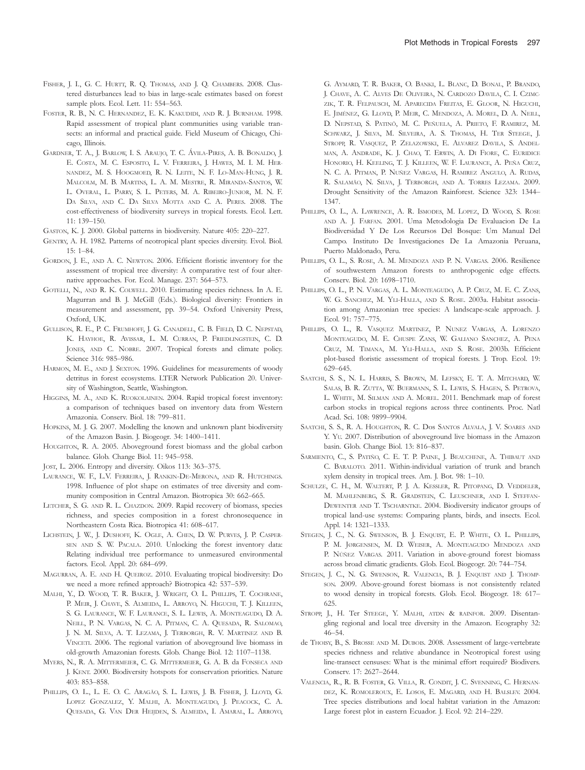Fisher, J. I., G. C. Hurtt, R. Q. Thomas, and J. Q. Chambers. 2008. Clustered disturbances lead to bias in large-scale estimates based on forest sample plots. Ecol. Lett. 11: 554–563.

Foster, R. B., N. C. Hernandez, E. K. Kakudidi, and R. J. Burnham. 1998. Rapid assessment of tropical plant communities using variable transects: an informal and practical guide. Field Museum of Chicago, Chicago, Illinois.

Gardner, T. A., J. Barlow, I. S. Araujo, T. C. Ávila-Pires, A. B. Bonaldo, J. E. Costa, M. C. Esposito, L. V. Ferreira, J. Hawes, M. I. M. Hernandez, M. S. Hoogmoed, R. N. Leite, N. F. Lo-Man-Hung, J. R. Malcolm, M. B. Martins, L. A. M. Mestre, R. Miranda-Santos, W. L. Overal, L. Parry, S. L. Peters, M. A. Ribeiro-Junior, M. N. F. Da Silva, and C. Da Silva Motta and C. A. Peres. 2008. The cost-effectiveness of biodiversity surveys in tropical forests. Ecol. Lett. 11: 139–150.

Gaston, K. J. 2000. Global patterns in biodiversity. Nature 405: 220–227.

Gentry, A. H. 1982. Patterns of neotropical plant species diversity. Evol. Biol. 15: 1–84.

Gordon, J. E., and A. C. Newton. 2006. Efficient floristic inventory for the assessment of tropical tree diversity: A comparative test of four alternative approaches. For. Ecol. Manage. 237: 564–573.

Gotelli, N., and R. K. Colwell. 2010. Estimating species richness. In A. E. Magurran and B. J. McGill (Eds.). Biological diversity: Frontiers in measurement and assessment, pp. 39–54. Oxford University Press, Oxford, UK.

Gullison, R. E., P. C. Frumhoff, J. G. Canadell, C. B. Field, D. C. Nepstad, K. Hayhoe, R. Avissar, L. M. Curran, P. Friedlingstein, C. D. Jones, and C. Nobre. 2007. Tropical forests and climate policy. Science 316: 985–986.

Harmon, M. E., and J. Sexton. 1996. Guidelines for measurements of woody detritus in forest ecosystems. LTER Network Publication 20. University of Washington, Seattle, Washington.

Higgins, M. A., and K. Ruokolainen. 2004. Rapid tropical forest inventory: a comparison of techniques based on inventory data from Western Amazonia. Conserv. Biol. 18: 799–811.

Hopkins, M. J. G. 2007. Modelling the known and unknown plant biodiversity of the Amazon Basin. J. Biogeogr. 34: 1400–1411.

Houghton, R. A. 2005. Aboveground forest biomass and the global carbon balance. Glob. Change Biol. 11: 945–958.

Jost, L. 2006. Entropy and diversity. Oikos 113: 363–375.

Laurance, W. F., L.V. Ferreira, J. Rankin-De-Merona, and R. Hutchings. 1998. Influence of plot shape on estimates of tree diversity and community composition in Central Amazon. Biotropica 30: 662–665.

Letcher, S. G. and R. L. Chazdon. 2009. Rapid recovery of biomass, species richness, and species composition in a forest chronosequence in Northeastern Costa Rica. Biotropica 41: 608–617.

Lichstein, J. W., J. Dushoff, K. Ogle, A. Chen, D. W. Purves, J. P. Caspersen and S. W. Pacala. 2010. Unlocking the forest inventory data: Relating individual tree performance to unmeasured environmental factors. Ecol. Appl. 20: 684–699.

Magurran, A. E. and H. Queiroz. 2010. Evaluating tropical biodiversity: Do we need a more refined approach? Biotropica 42: 537–539.

Malhi, Y., D. Wood, T. R. Baker, J. Wright, O. L. Phillips, T. Cochrane, P. Meir, J. Chave, S. Almeida, L. Arroyo, N. Higuchi, T. J. Killeen, S. G. Laurance, W. F. Laurance, S. L. Lewis, A. Monteagudo, D. A. Neill, P. N. Vargas, N. C. A. Pitman, C. A. Quesada, R. Salomao, J. N. M. Silva, A. T. Lezama, J. Terborgh, R. V. Martinez and B. Vinceti. 2006. The regional variation of aboveground live biomass in old-growth Amazonian forests. Glob. Change Biol. 12: 1107–1138.

Myers, N., R. A. Mittermeier, C. G. Mittermeier, G. A. B. da Fonseca and J. Kent. 2000. Biodiversity hotspots for conservation priorities. Nature 403: 853–858.

Phillips, O. L., L. E. O. C. Aragão, S. L. Lewis, J. B. Fisher, J. Lloyd, G. Lopez Gonzalez, Y. Malhi, A. Monteagudo, J. Peacock, C. A. Quesada, G. Van Der Heijden, S. Almeida, I. Amaral, L. Arroyo, G. Aymard, T. R. Baker, O. Banki, L. Blanc, D. Bonal, P. Brando, J. Chave, A. C. Alves De Oliveira, N. Cardozo Davila, C. I. Czimczik, T. R. Felpausch, M. Aparecida Freitas, E. Gloor, N. Higuchi, E. Jiménez, G. Lloyd, P. Meir, C. Mendoza, A. Morel, D. A. Neill, D. Nepstad, S. Patinõ, M. C. Peñuela, A. Prieto, F. Ramirez, M. Schwarz, J. Silva, M. Silveira, A. S. Thomas, H. Ter Steege, J. Stropp, R. Vasquez, P. Zelazowski, E. Alvarez Davila, S. Andelman, A. Andrade, K. J. Chao, T. Erwin, A. Di Fiore, C. Euridice Honorio, H. Keeling, T. J. Killeen, W. F. Laurance, A. Peña Cruz, N. C. A. Pitman, P. Nuñez Vargas, H. Ramirez Angulo, A. Rudas, R. Salamão, N. Silva, J. Terborgh, and A. Torres Lezama. 2009. Drought Sensitivity of the Amazon Rainforest. Science 323: 1344–1347.

Phillips, O. L., A. Lawrence, A. R. Ismodes, M. Lopez, D. Wood, S. Rose and A. J. Farfan. 2001. Uma Metodologia De Evaluacion De La Biodiversidad Y De Los Recursos Del Bosque: Um Manual Del Campo. Instituto De Investigaciones De La Amazonia Peruana, Puerto Maldonado, Peru.

Phillips, O. L., S. Rose, A. M. Mendoza and P. N. Vargas. 2006. Resilience of southwestern Amazon forests to anthropogenic edge effects. Conserv. Biol. 20: 1698–1710.

Phillips, O. L., P. N. Vargas, A. L. Monteagudo, A. P. Cruz, M. E. C. Zans, W. G. Sanchez, M. Yli-Halla, and S. Rose. 2003a. Habitat association among Amazonian tree species: A landscape-scale approach. J. Ecol. 91: 757–775.

Phillips, O. L., R. Vasquez Martinez, P. Nunez Vargas, A. Lorenzo Monteagudo, M. E. Chuspe Zans, W. Galiano Sanchez, A. Pena Cruz, M. Timana, M. Yli-Halla, and S. Rose. 2003b. Efficient plot-based floristic assessment of tropical forests. J. Trop. Ecol. 19: 629–645.

Saatchi, S. S., N. L. Harris, S. Brown, M. Lefsky, E. T. A. Mitchard, W. Salas, B. R. Zutta, W. Buermann, S. L. Lewis, S. Hagen, S. Petrova, L. White, M. Silman and A. Morel. 2011. Benchmark map of forest carbon stocks in tropical regions across three continents. Proc. Natl Acad. Sci. 108: 9899–9904.

Saatchi, S. S., R. A. Houghton, R. C. Dos Santos Alvala, J. V. Soares and Y. Yu. 2007. Distribution of aboveground live biomass in the Amazon basin. Glob. Change Biol. 13: 816–837.

Sarmiento, C., S. Patiño, C. E. T. P. Paine, J. Beauchene, A. Thibaut and C. Baraloto. 2011. Within-individual variation of trunk and branch xylem density in tropical trees. Am. J. Bot. 98: 1–10.

Schulze, C. H., M. Waltert, P. J. A. Kessler, R. Pitopang, D. Veddeler, M. Mahlenberg, S. R. Gradstein, C. Leuschner, and I. Steffan-Dewenter and T. Tscharntke. 2004. Biodiversity indicator groups of tropical land-use systems: Comparing plants, birds, and insects. Ecol. Appl. 14: 1321–1333.

Stegen, J. C., N. G. Swenson, B. J. Enquist, E. P. White, O. L. Phillips, P. M. Jorgensen, M. D. Weiser, A. Monteagudo Mendoza and P. Núñez Vargas. 2011. Variation in above-ground forest biomass across broad climatic gradients. Glob. Ecol. Biogeogr. 20: 744–754.

Stegen, J. C., N. G. Swenson, R. Valencia, B. J. Enquist and J. Thompson. 2009. Above-ground forest biomass is not consistently related to wood density in tropical forests. Glob. Ecol. Biogeogr. 18: 617–625.

Stropp, J., H. Ter Steege, Y. Malhi, atdn & rainfor. 2009. Disentangling regional and local tree diversity in the Amazon. Ecography 32: 46–54.

de Thoisy, B., S. Brosse and M. Dubois. 2008. Assessment of large-vertebrate species richness and relative abundance in Neotropical forest using line-transect censuses: What is the minimal effort required? Biodivers. Conserv. 17: 2627–2644.

Valencia, R., R. B. Foster, G. Villa, R. Condit, J. C. Svenning, C. Hernandez, K. Romoleroux, E. Losos, E. Magard, and H. Balslev. 2004. Tree species distributions and local habitat variation in the Amazon: Large forest plot in eastern Ecuador. J. Ecol. 92: 214–229.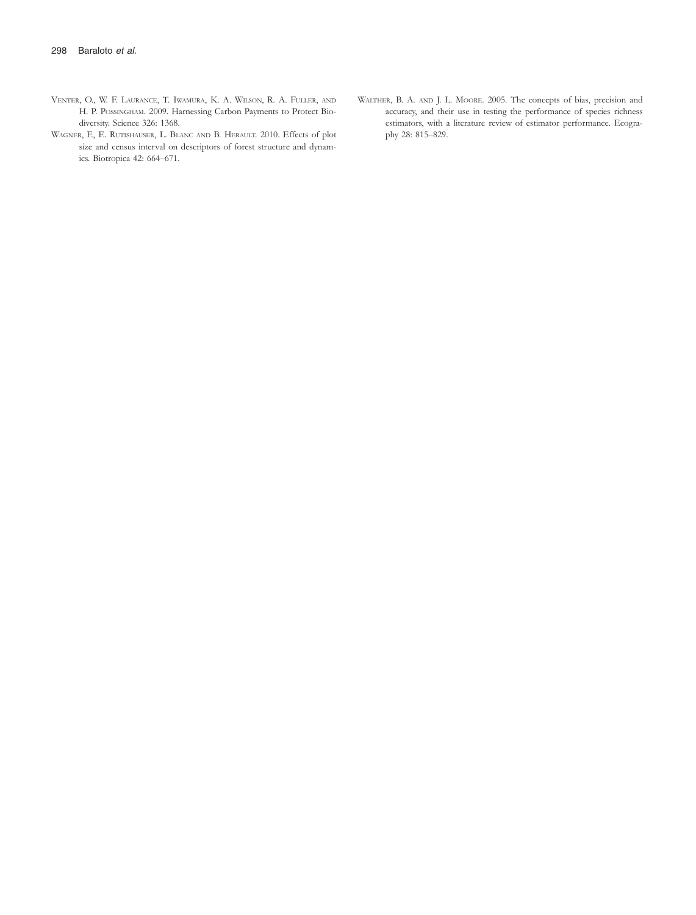VENTER, O., W. F. LAURANCE, T. IWAMURA, K. A. WILSON, R. A. FULLER, AND H. P. POSSINGHAM. 2009. Harnessing Carbon Payments to Protect Biodiversity. Science 326: 1368.

WAGNER, F., E. RUTISHAUSER, L. BLANC AND B. HERAULT. 2010. Effects of plot size and census interval on descriptors of forest structure and dynamics. Biotropica 42: 664–671.

WALTHER, B. A. AND J. L. MOORE. 2005. The concepts of bias, precision and accuracy, and their use in testing the performance of species richness estimators, with a literature review of estimator performance. Ecography 28: 815–829.